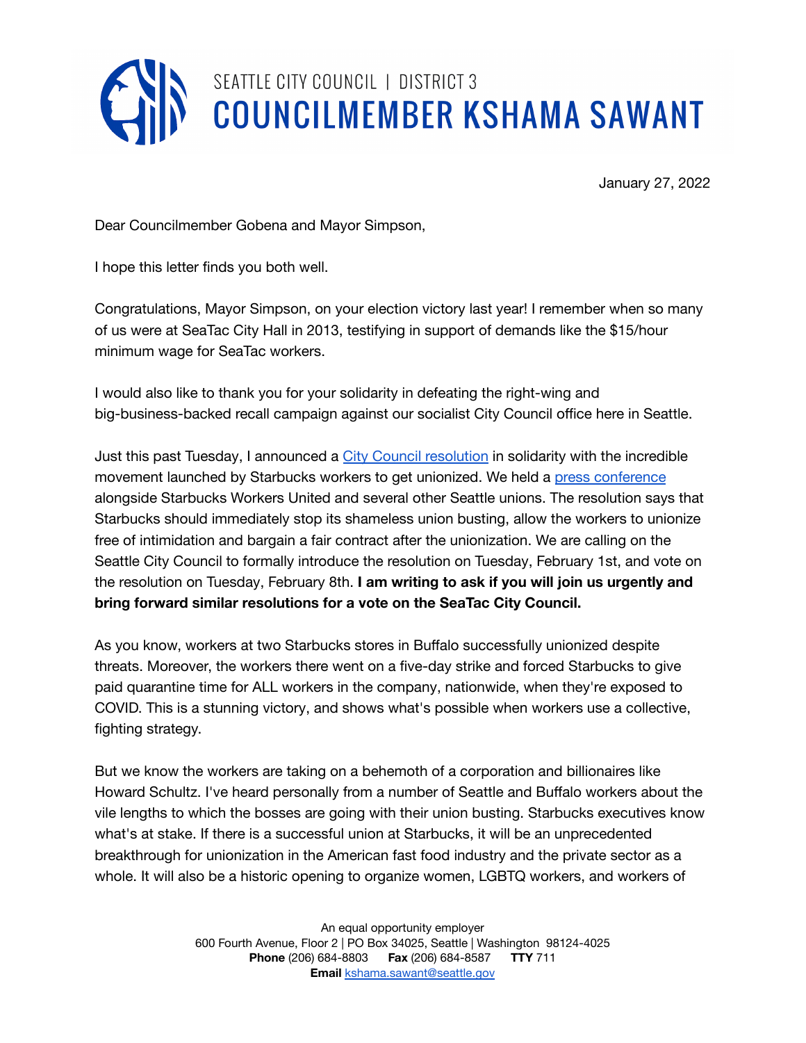SEATTLE CITY COUNCIL | DISTRICT 3

# COUNCILMEMBER KSHAMA SAWANT

January 27, 2022

Dear Councilmember Gobena and Mayor Simpson,

I hope this letter finds you both well.

Congratulations, Mayor Simpson, on your election victory last year! I remember when so many of us were at SeaTac City Hall in 2013, testifying in support of demands like the $15/hour minimum wage for SeaTac workers.

I would also like to thank you for your solidarity in defeating the right-wing and big-business-backed recall campaign against our socialist City Council office here in Seattle.

Just this past Tuesday, I announced a City Council resolution in solidarity with the incredible movement launched by Starbucks workers to get unionized. We held a press conference alongside Starbucks Workers United and several other Seattle unions. The resolution says that Starbucks should immediately stop its shameless union busting, allow the workers to unionize free of intimidation and bargain a fair contract after the unionization. We are calling on the Seattle City Council to formally introduce the resolution on Tuesday, February 1st, and vote on the resolution on Tuesday, February 8th. **I am writing to ask if you will join us urgently and bring forward similar resolutions for a vote on the SeaTac City Council.**

As you know, workers at two Starbucks stores in Buffalo successfully unionized despite threats. Moreover, the workers there went on a five-day strike and forced Starbucks to give paid quarantine time for ALL workers in the company, nationwide, when they're exposed to COVID. This is a stunning victory, and shows what's possible when workers use a collective, fighting strategy.

But we know the workers are taking on a behemoth of a corporation and billionaires like Howard Schultz. I've heard personally from a number of Seattle and Buffalo workers about the vile lengths to which the bosses are going with their union busting. Starbucks executives know what's at stake. If there is a successful union at Starbucks, it will be an unprecedented breakthrough for unionization in the American fast food industry and the private sector as a whole. It will also be a historic opening to organize women, LGBTQ workers, and workers of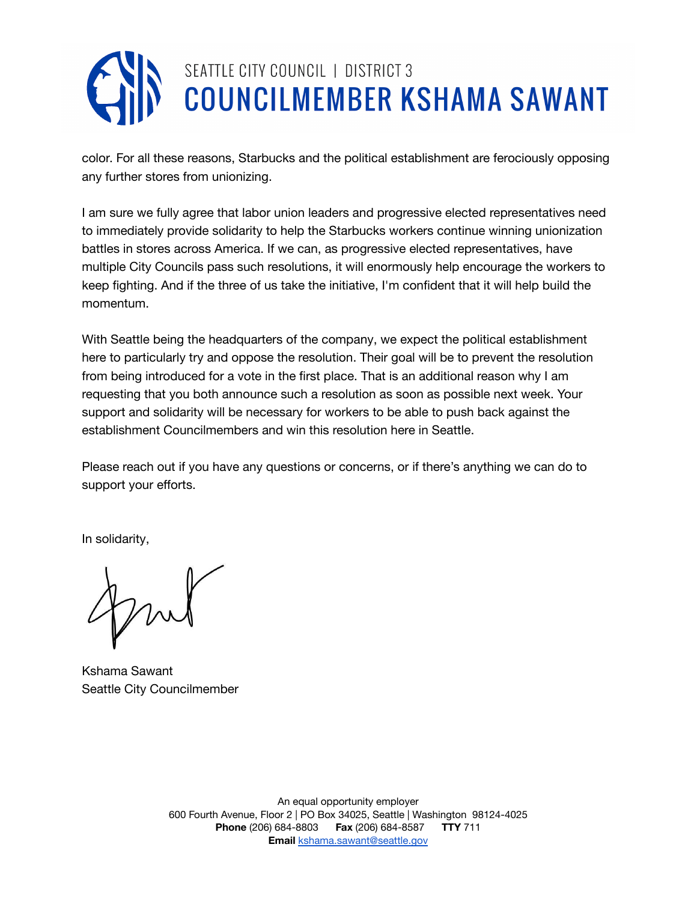color. For all these reasons, Starbucks and the political establishment are ferociously opposing any further stores from unionizing.

I am sure we fully agree that labor union leaders and progressive elected representatives need to immediately provide solidarity to help the Starbucks workers continue winning unionization battles in stores across America. If we can, as progressive elected representatives, have multiple City Councils pass such resolutions, it will enormously help encourage the workers to keep fighting. And if the three of us take the initiative, I'm confident that it will help build the momentum.

With Seattle being the headquarters of the company, we expect the political establishment here to particularly try and oppose the resolution. Their goal will be to prevent the resolution from being introduced for a vote in the first place. That is an additional reason why I am requesting that you both announce such a resolution as soon as possible next week. Your support and solidarity will be necessary for workers to be able to push back against the establishment Councilmembers and win this resolution here in Seattle.

Please reach out if you have any questions or concerns, or if there's anything we can do to support your efforts.

In solidarity,

Kshama Sawant
Seattle City Councilmember